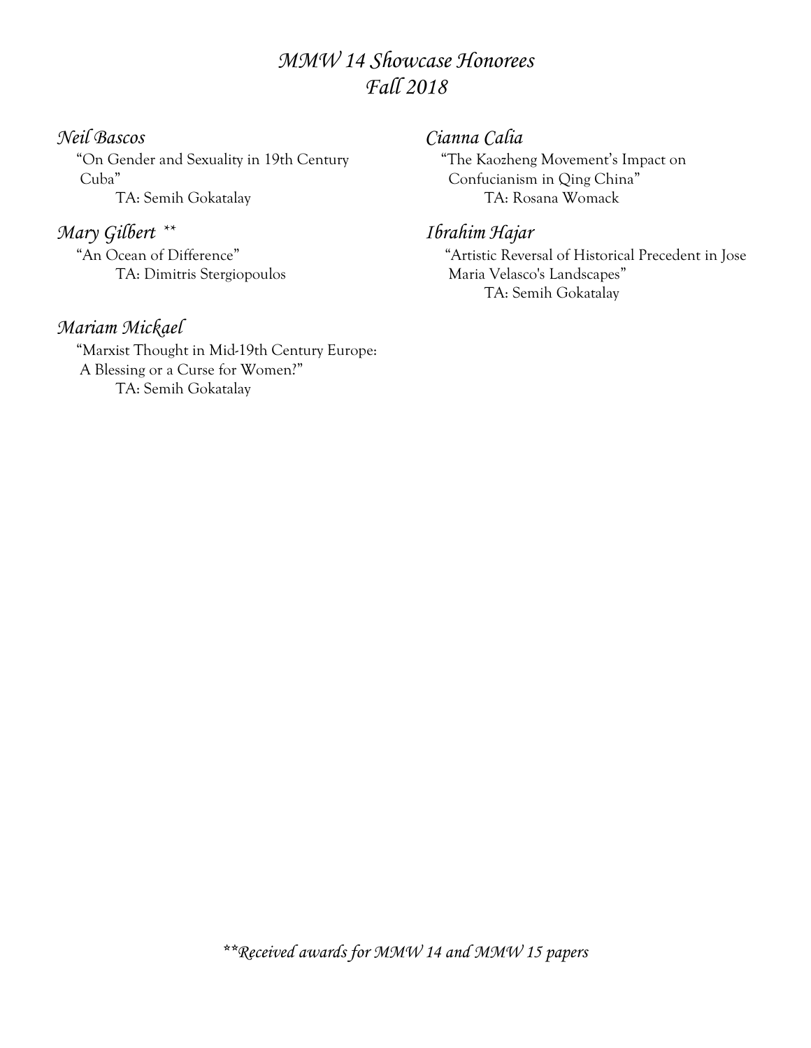# *MMW 14 Showcase Honorees*
# *Fall 2018*

### *Neil Bascos*

"On Gender and Sexuality in 19th Century Cuba"

TA: Semih Gokatalay

### *Mary Gilbert* **

"An Ocean of Difference"

TA: Dimitris Stergiopoulos

### *Mariam Mickael*

"Marxist Thought in Mid-19th Century Europe: A Blessing or a Curse for Women?"

TA: Semih Gokatalay

### *Cianna Calia*

"The Kaozheng Movement's Impact on Confucianism in Qing China"

TA: Rosana Womack

### *Ibrahim Hajar*

"Artistic Reversal of Historical Precedent in Jose Maria Velasco's Landscapes"

TA: Semih Gokatalay

*\*\*Received awards for MMW 14 and MMW 15 papers*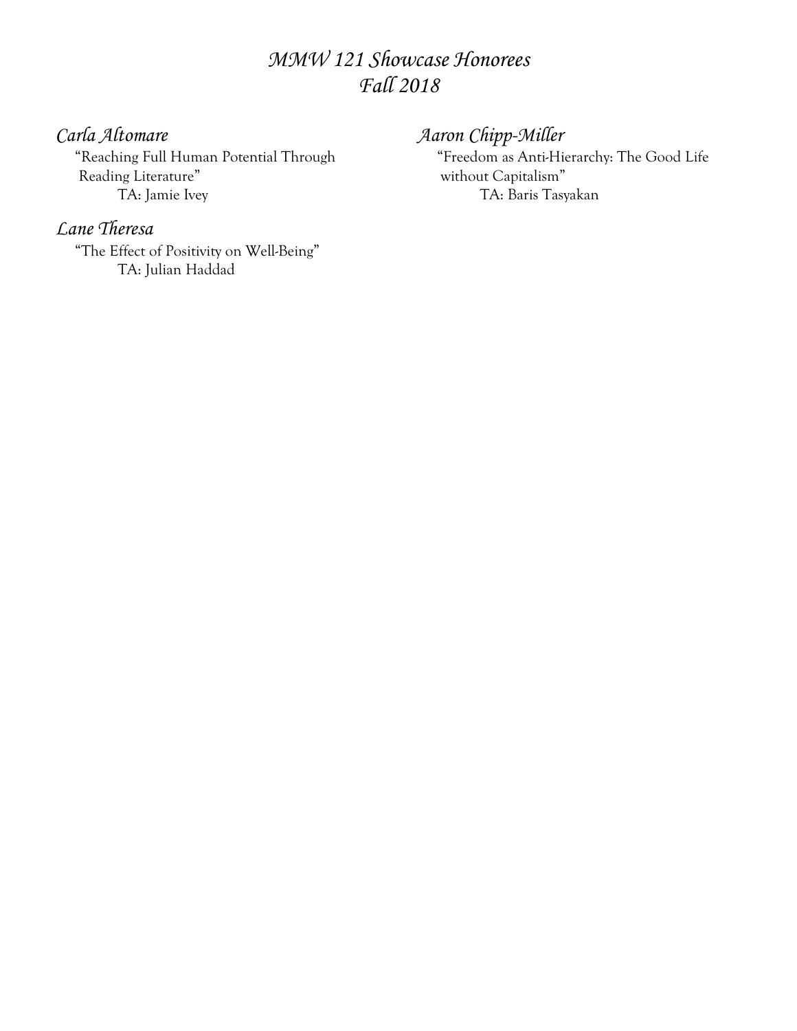# *MMW 121 Showcase Honorees*
# *Fall 2018*

### *Carla Altomare*

"Reaching Full Human Potential Through Reading Literature"

TA: Jamie Ivey

### *Lane Theresa*

"The Effect of Positivity on Well-Being"

TA: Julian Haddad

### *Aaron Chipp-Miller*

"Freedom as Anti-Hierarchy: The Good Life without Capitalism"

TA: Baris Tasyakan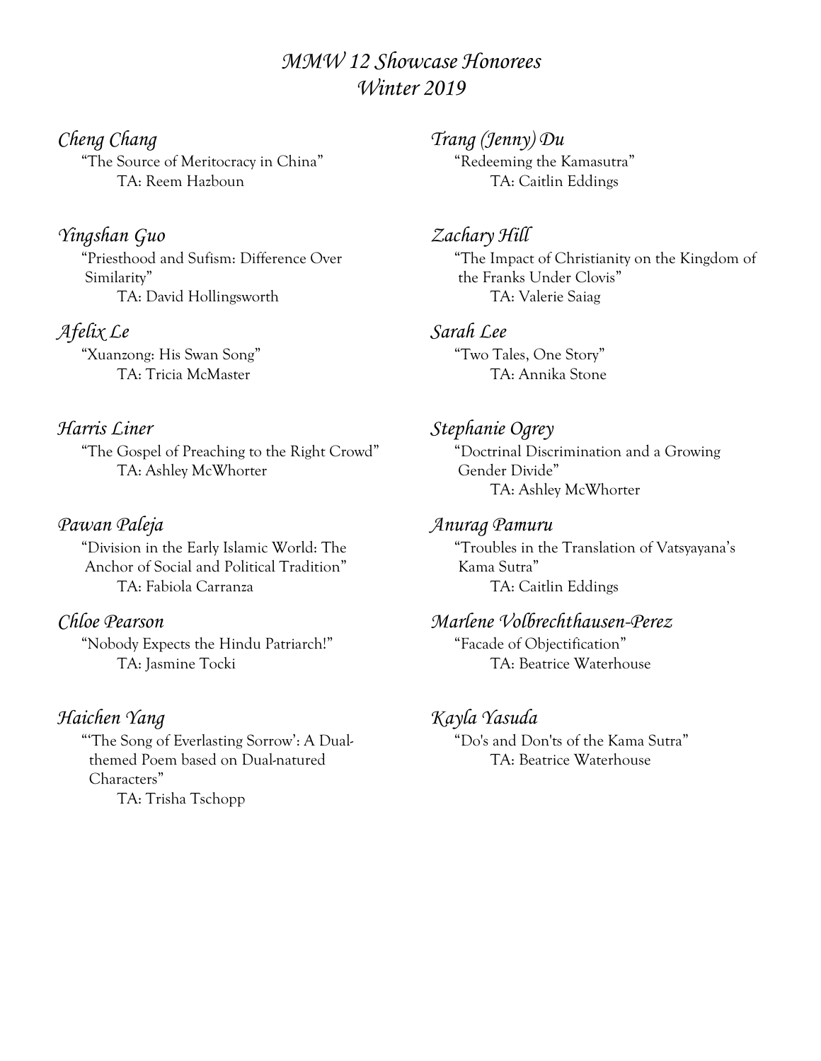# *MMW 12 Showcase Honorees*
# *Winter 2019*

*Cheng Chang*
"The Source of Meritocracy in China"
TA: Reem Hazboun

*Yingshan Guo*
"Priesthood and Sufism: Difference Over Similarity"
TA: David Hollingsworth

*Afelix Le*
"Xuanzong: His Swan Song"
TA: Tricia McMaster

*Harris Liner*
"The Gospel of Preaching to the Right Crowd"
TA: Ashley McWhorter

*Pawan Paleja*
"Division in the Early Islamic World: The Anchor of Social and Political Tradition"
TA: Fabiola Carranza

*Chloe Pearson*
"Nobody Expects the Hindu Patriarch!"
TA: Jasmine Tocki

*Haichen Yang*
"'The Song of Everlasting Sorrow': A Dual-themed Poem based on Dual-natured Characters"
TA: Trisha Tschopp

*Trang (Jenny) Du*
"Redeeming the Kamasutra"
TA: Caitlin Eddings

*Zachary Hill*
"The Impact of Christianity on the Kingdom of the Franks Under Clovis"
TA: Valerie Saiag

*Sarah Lee*
"Two Tales, One Story"
TA: Annika Stone

*Stephanie Ogrey*
"Doctrinal Discrimination and a Growing Gender Divide"
TA: Ashley McWhorter

*Anurag Pamuru*
"Troubles in the Translation of Vatsyayana's Kama Sutra"
TA: Caitlin Eddings

*Marlene Volbrechthausen-Perez*
"Facade of Objectification"
TA: Beatrice Waterhouse

*Kayla Yasuda*
"Do's and Don'ts of the Kama Sutra"
TA: Beatrice Waterhouse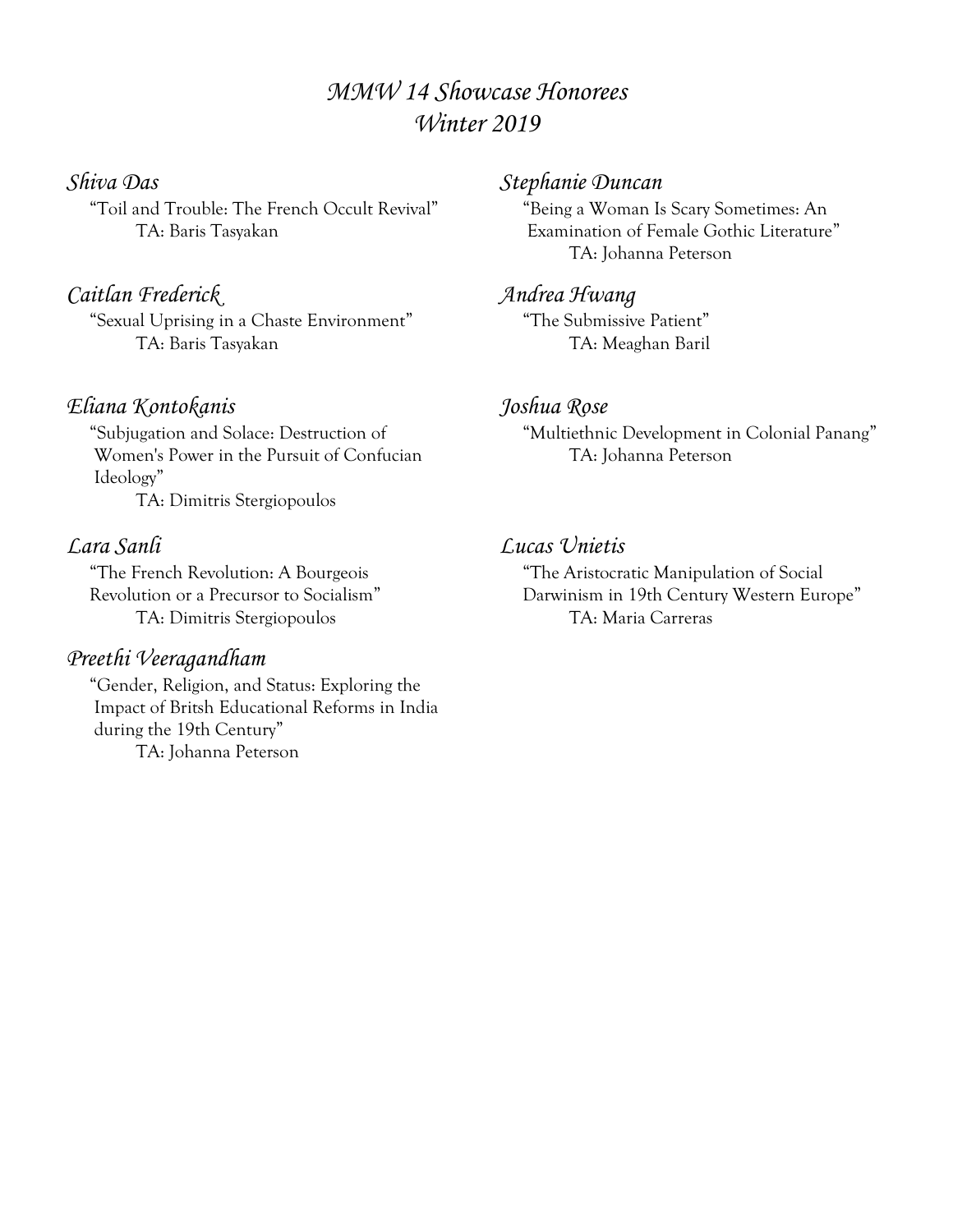# *MMW 14 Showcase Honorees*
# *Winter 2019*

### *Shiva Das*
"Toil and Trouble: The French Occult Revival"
TA: Baris Tasyakan

### *Caitlan Frederick*
"Sexual Uprising in a Chaste Environment"
TA: Baris Tasyakan

### *Eliana Kontokanis*
"Subjugation and Solace: Destruction of Women's Power in the Pursuit of Confucian Ideology"
TA: Dimitris Stergiopoulos

### *Lara Sanli*
"The French Revolution: A Bourgeois Revolution or a Precursor to Socialism"
TA: Dimitris Stergiopoulos

### *Preethi Veeragandham*
"Gender, Religion, and Status: Exploring the Impact of Britsh Educational Reforms in India during the 19th Century"
TA: Johanna Peterson

### *Stephanie Duncan*
"Being a Woman Is Scary Sometimes: An Examination of Female Gothic Literature"
TA: Johanna Peterson

### *Andrea Hwang*
"The Submissive Patient"
TA: Meaghan Baril

### *Joshua Rose*
"Multiethnic Development in Colonial Panang"
TA: Johanna Peterson

### *Lucas Unietis*
"The Aristocratic Manipulation of Social Darwinism in 19th Century Western Europe"
TA: Maria Carreras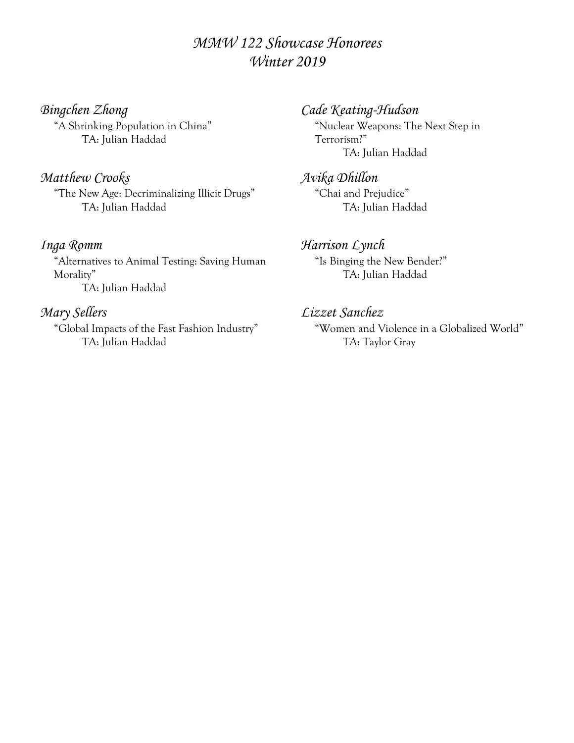# *MMW 122 Showcase Honorees*
# *Winter 2019*

### *Bingchen Zhong*
"A Shrinking Population in China"
TA: Julian Haddad

### *Matthew Crooks*
"The New Age: Decriminalizing Illicit Drugs"
TA: Julian Haddad

### *Inga Romm*
"Alternatives to Animal Testing: Saving Human Morality"
TA: Julian Haddad

### *Mary Sellers*
"Global Impacts of the Fast Fashion Industry"
TA: Julian Haddad

### *Cade Keating-Hudson*
"Nuclear Weapons: The Next Step in Terrorism?"
TA: Julian Haddad

### *Avika Dhillon*
"Chai and Prejudice"
TA: Julian Haddad

### *Harrison Lynch*
"Is Binging the New Bender?"
TA: Julian Haddad

### *Lizzet Sanchez*
"Women and Violence in a Globalized World"
TA: Taylor Gray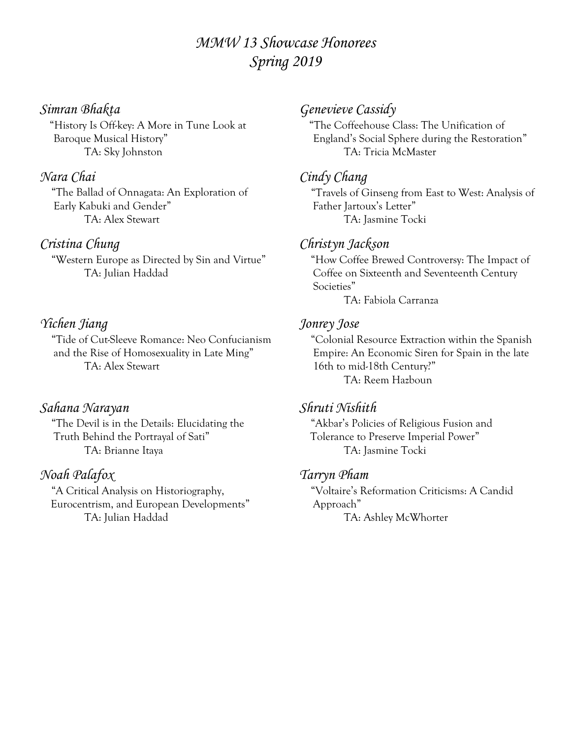# *MMW 13 Showcase Honorees*
# *Spring 2019*

### *Simran Bhakta*
"History Is Off-key: A More in Tune Look at Baroque Musical History"
TA: Sky Johnston

### *Nara Chai*
"The Ballad of Onnagata: An Exploration of Early Kabuki and Gender"
TA: Alex Stewart

### *Cristina Chung*
"Western Europe as Directed by Sin and Virtue"
TA: Julian Haddad

### *Yichen Jiang*
"Tide of Cut-Sleeve Romance: Neo Confucianism and the Rise of Homosexuality in Late Ming"
TA: Alex Stewart

### *Sahana Narayan*
"The Devil is in the Details: Elucidating the Truth Behind the Portrayal of Sati"
TA: Brianne Itaya

### *Noah Palafox*
"A Critical Analysis on Historiography, Eurocentrism, and European Developments"
TA: Julian Haddad

### *Genevieve Cassidy*
"The Coffeehouse Class: The Unification of England's Social Sphere during the Restoration"
TA: Tricia McMaster

### *Cindy Chang*
"Travels of Ginseng from East to West: Analysis of Father Jartoux's Letter"
TA: Jasmine Tocki

### *Christyn Jackson*
"How Coffee Brewed Controversy: The Impact of Coffee on Sixteenth and Seventeenth Century Societies"
TA: Fabiola Carranza

### *Jonrey Jose*
"Colonial Resource Extraction within the Spanish Empire: An Economic Siren for Spain in the late 16th to mid-18th Century?"
TA: Reem Hazboun

### *Shruti Nishith*
"Akbar's Policies of Religious Fusion and Tolerance to Preserve Imperial Power"
TA: Jasmine Tocki

### *Tarryn Pham*
"Voltaire's Reformation Criticisms: A Candid Approach"
TA: Ashley McWhorter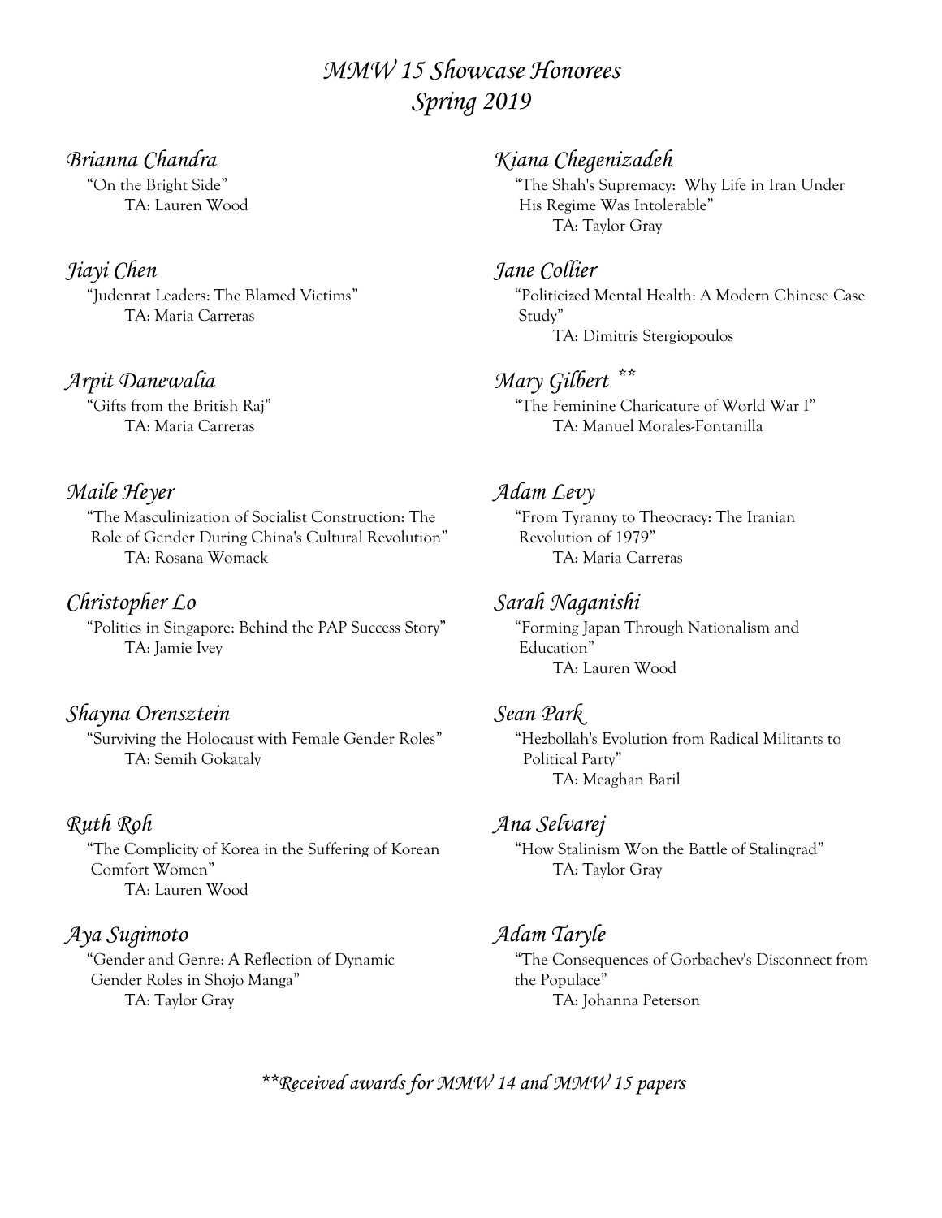# *MMW 15 Showcase Honorees*
## *Spring 2019*

### *Brianna Chandra*
"On the Bright Side"
TA: Lauren Wood

### *Kiana Chegenizadeh*
"The Shah's Supremacy: Why Life in Iran Under His Regime Was Intolerable"
TA: Taylor Gray

### *Jiayi Chen*
"Judenrat Leaders: The Blamed Victims"
TA: Maria Carreras

### *Jane Collier*
"Politicized Mental Health: A Modern Chinese Case Study"
TA: Dimitris Stergiopoulos

### *Arpit Danewalia*
"Gifts from the British Raj"
TA: Maria Carreras

### *Mary Gilbert* **
"The Feminine Charicature of World War I"
TA: Manuel Morales-Fontanilla

### *Maile Heyer*
"The Masculinization of Socialist Construction: The Role of Gender During China's Cultural Revolution"
TA: Rosana Womack

### *Adam Levy*
"From Tyranny to Theocracy: The Iranian Revolution of 1979"
TA: Maria Carreras

### *Christopher Lo*
"Politics in Singapore: Behind the PAP Success Story"
TA: Jamie Ivey

### *Sarah Naganishi*
"Forming Japan Through Nationalism and Education"
TA: Lauren Wood

### *Shayna Orensztein*
"Surviving the Holocaust with Female Gender Roles"
TA: Semih Gokataly

### *Sean Park*
"Hezbollah's Evolution from Radical Militants to Political Party"
TA: Meaghan Baril

### *Ruth Roh*
"The Complicity of Korea in the Suffering of Korean Comfort Women"
TA: Lauren Wood

### *Ana Selvarej*
"How Stalinism Won the Battle of Stalingrad"
TA: Taylor Gray

### *Aya Sugimoto*
"Gender and Genre: A Reflection of Dynamic Gender Roles in Shojo Manga"
TA: Taylor Gray

### *Adam Taryle*
"The Consequences of Gorbachev's Disconnect from the Populace"
TA: Johanna Peterson

*\*\*Received awards for MMW 14 and MMW 15 papers*